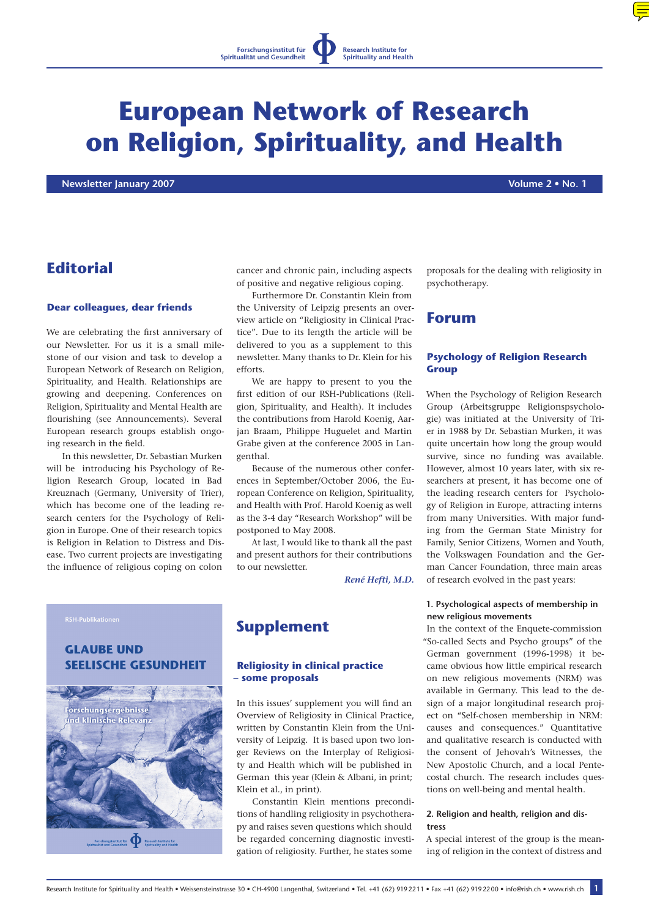Forschungsinstitut für Spiritualität und Gesundheit | Research Institute for Spirituality and Health

# European Network of Research on Religion, Spirituality, and Health

**Newsletter January 2007** — **Volume 2 • No. 1**

## Editorial

### Dear colleagues, dear friends

We are celebrating the first anniversary of our Newsletter. For us it is a small milestone of our vision and task to develop a European Network of Research on Religion, Spirituality, and Health. Relationships are growing and deepening. Conferences on Religion, Spirituality and Mental Health are flourishing (see Announcements). Several European research groups establish ongoing research in the field.

In this newsletter, Dr. Sebastian Murken will be introducing his Psychology of Religion Research Group, located in Bad Kreuznach (Germany, University of Trier), which has become one of the leading research centers for the Psychology of Religion in Europe. One of their research topics is Religion in Relation to Distress and Disease. Two current projects are investigating the influence of religious coping on colon cancer and chronic pain, including aspects of positive and negative religious coping.

Furthermore Dr. Constantin Klein from the University of Leipzig presents an overview article on "Religiosity in Clinical Practice". Due to its length the article will be delivered to you as a supplement to this newsletter. Many thanks to Dr. Klein for his efforts.

We are happy to present to you the first edition of our RSH-Publications (Religion, Spirituality, and Health). It includes the contributions from Harold Koenig, Aarjan Braam, Philippe Huguelet and Martin Grabe given at the conference 2005 in Langenthal.

Because of the numerous other conferences in September/October 2006, the European Conference on Religion, Spirituality, and Health with Prof. Harold Koenig as well as the 3-4 day "Research Workshop" will be postponed to May 2008.

At last, I would like to thank all the past and present authors for their contributions to our newsletter.

*René Hefti, M.D.*

RSH-Publikationen

GLAUBE UND SEELISCHE GESUNDHEIT

Forschungsergebnisse und klinische Relevanz

## Supplement

### Religiosity in clinical practice – some proposals

In this issues' supplement you will find an Overview of Religiosity in Clinical Practice, written by Constantin Klein from the University of Leipzig. It is based upon two longer Reviews on the Interplay of Religiosity and Health which will be published in German this year (Klein & Albani, in print; Klein et al., in print).

Constantin Klein mentions preconditions of handling religiosity in psychotherapy and raises seven questions which should be regarded concerning diagnostic investigation of religiosity. Further, he states some proposals for the dealing with religiosity in psychotherapy.

## Forum

### Psychology of Religion Research Group

When the Psychology of Religion Research Group (Arbeitsgruppe Religionspsychologie) was initiated at the University of Trier in 1988 by Dr. Sebastian Murken, it was quite uncertain how long the group would survive, since no funding was available. However, almost 10 years later, with six researchers at present, it has become one of the leading research centers for Psychology of Religion in Europe, attracting interns from many Universities. With major funding from the German State Ministry for Family, Senior Citizens, Women and Youth, the Volkswagen Foundation and the German Cancer Foundation, three main areas of research evolved in the past years:

**1. Psychological aspects of membership in new religious movements**

In the context of the Enquete-commission "So-called Sects and Psycho groups" of the German government (1996-1998) it became obvious how little empirical research on new religious movements (NRM) was available in Germany. This lead to the design of a major longitudinal research project on "Self-chosen membership in NRM: causes and consequences." Quantitative and qualitative research is conducted with the consent of Jehovah's Witnesses, the New Apostolic Church, and a local Pentecostal church. The research includes questions on well-being and mental health.

**2. Religion and health, religion and distress**

A special interest of the group is the meaning of religion in the context of distress and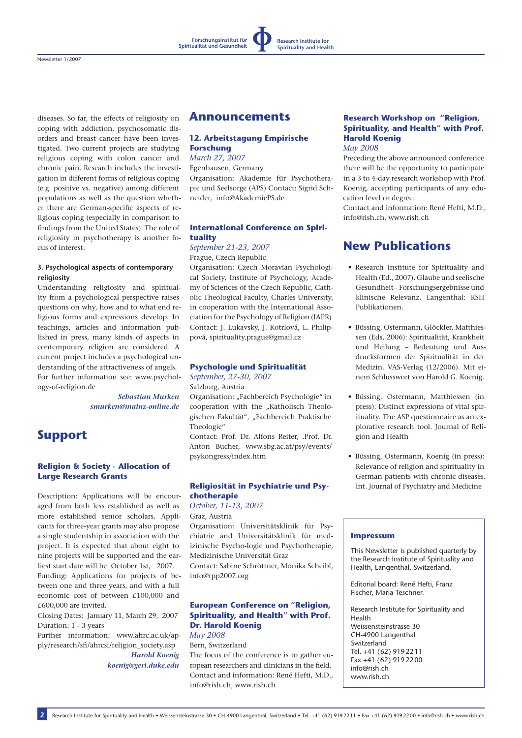diseases. So far, the effects of religiosity on coping with addiction, psychosomatic disorders and breast cancer have been investigated. Two current projects are studying religious coping with colon cancer and chronic pain. Research includes the investigation in different forms of religious coping (e.g. positive vs. negative) among different populations as well as the question whether there are German-specific aspects of religious coping (especially in comparison to findings from the United States). The role of religiosity in psychotherapy is another focus of interest.

**3. Psychological aspects of contemporary religiosity**

Understanding religiosity and spirituality from a psychological perspective raises questions on why, how and to what end religious forms and expressions develop. In teachings, articles and information published in press, many kinds of aspects in contemporary religion are considered. A current project includes a psychological understanding of the attractiveness of angels. For further information see: www.psychology-of-religion.de

*Sebastian Murken*
*smurken@mainz-online.de*

# Support

### Religion & Society - Allocation of Large Research Grants

Description: Applications will be encouraged from both less established as well as more established senior scholars. Applicants for three-year grants may also propose a single studentship in association with the project. It is expected that about eight to nine projects will be supported and the earliest start date will be October 1st, 2007.

Funding: Applications for projects of between one and three years, and with a full economic cost of between £100,000 and £600,000 are invited.

Closing Dates: January 11, March 29, 2007

Duration: 1 - 3 years

Further information: www.ahrc.ac.uk/apply/research/sfi/ahrcsi/religion_society.asp

*Harold Koenig*
*koenig@geri.duke.edu*

# Announcements

### 12. Arbeitstagung Empirische Forschung

*March 27, 2007*

Egenhausen, Germany

Organisation: Akademie für Psychotherapie und Seelsorge (APS) Contact: Sigrid Schneider, info@AkademiePS.de

### International Conference on Spirituality

*September 21-23, 2007*

Prague, Czech Republic

Organisation: Czech Moravian Psychological Society, Institute of Psychology, Academy of Sciences of the Czech Republic, Catholic Theological Faculty, Charles University, in cooperation with the International Association for the Psychology of Religion (IAPR) Contact: J. Lukavský, J. Kotrlová, L. Philippová, spirituality.prague@gmail.cz

### Psychologie und Spiritualität

*September, 27-30, 2007*

Salzburg, Austria

Organisation: „Fachbereich Psychologie" in cooperation with the „Katholisch Theologischen Fakultät", „Fachbereich Praktische Theologie"

Contact: Prof. Dr. Alfons Reiter, .Prof. Dr. Anton Bucher, www.sbg.ac.at/psy/events/psykongress/index.htm

### Religiosität in Psychiatrie und Psychotherapie

*October, 11-13, 2007*

Graz, Austria

Organisation: Universitätsklinik für Psychiatrie and Universitätsklinik für medizinische Psycho-logie und Psychotherapie, Medizinische Universität Graz

Contact: Sabine Schröttner, Monika Scheibl, info@rpp2007.org

### European Conference on "Religion, Spirituality, and Health" with Prof. Dr. Harold Koenig

*May 2008*

Bern, Switzerland

The focus of the conference is to gather european researchers and clinicians in the field. Contact and information: René Hefti, M.D., info@rish.ch, www.rish.ch

### Research Workshop on "Religion, Spirituality, and Health" with Prof. Harold Koenig

*May 2008*

Preceding the above announced conference there will be the opportunity to participate in a 3 to 4-day research workshop with Prof. Koenig, accepting participants of any education level or degree.

Contact and information: René Hefti, M.D., info@rish.ch, www.rish.ch

# New Publications

- Research Institute for Spirituality and Health (Ed., 2007). Glaube und seelische Gesundheit - Forschungsergebnisse und klinische Relevanz. Langenthal: RSH Publikationen.
- Büssing, Ostermann, Glöckler, Matthiessen (Eds, 2006): Spiritualität, Krankheit und Heilung – Bedeutung und Ausdrucksformen der Spiritualität in der Medizin. VAS-Verlag (12/2006). Mit einem Schlusswort von Harold G. Koenig.
- Büssing, Ostermann, Matthiessen (in press): Distinct expressions of vital spirituality. The ASP questionnaire as an explorative research tool. Journal of Religion and Health
- Büssing, Ostermann, Koenig (in press): Relevance of religion and spirituality in German patients with chronic diseases. Int. Journal of Psychiatry and Medicine

### Impressum

This Newsletter is published quarterly by the Research Institute of Spirituality and Health, Langenthal, Switzerland.

Editorial board: René Hefti, Franz Fischer, Maria Teschner.

Research Institute for Spirituality and Health
Weissensteinstrasse 30
CH-4900 Langenthal
Switzerland
Tel. +41 (62) 919 22 11
Fax +41 (62) 919 22 00
info@rish.ch
www.rish.ch